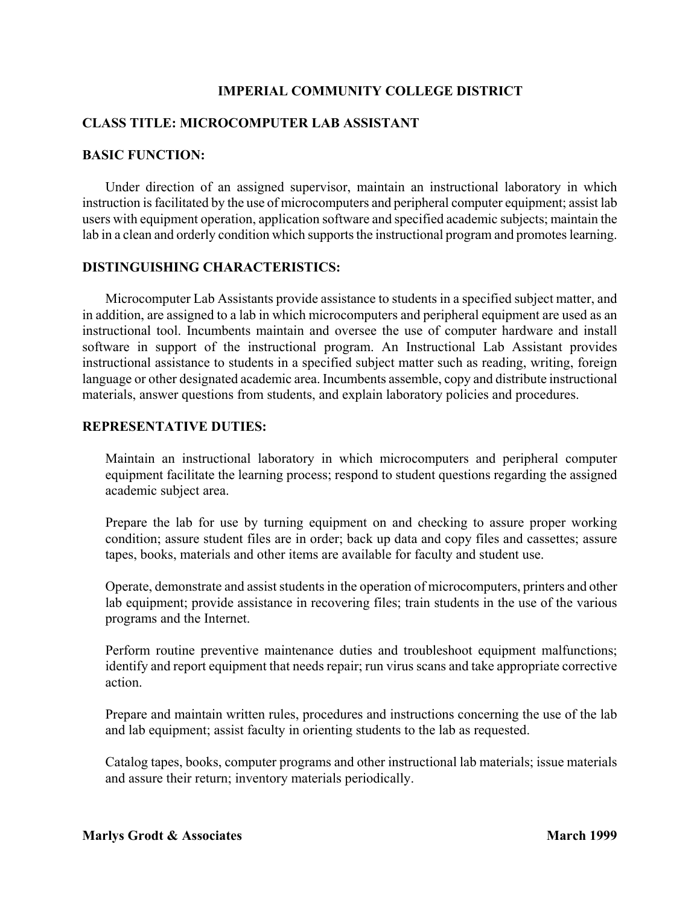# IMPERIAL COMMUNITY COLLEGE DISTRICT

## CLASS TITLE: MICROCOMPUTER LAB ASSISTANT

## BASIC FUNCTION:

Under direction of an assigned supervisor, maintain an instructional laboratory in which instruction is facilitated by the use of microcomputers and peripheral computer equipment; assist lab users with equipment operation, application software and specified academic subjects; maintain the lab in a clean and orderly condition which supports the instructional program and promotes learning.

## DISTINGUISHING CHARACTERISTICS:

Microcomputer Lab Assistants provide assistance to students in a specified subject matter, and in addition, are assigned to a lab in which microcomputers and peripheral equipment are used as an instructional tool. Incumbents maintain and oversee the use of computer hardware and install software in support of the instructional program. An Instructional Lab Assistant provides instructional assistance to students in a specified subject matter such as reading, writing, foreign language or other designated academic area. Incumbents assemble, copy and distribute instructional materials, answer questions from students, and explain laboratory policies and procedures.

## REPRESENTATIVE DUTIES:

Maintain an instructional laboratory in which microcomputers and peripheral computer equipment facilitate the learning process; respond to student questions regarding the assigned academic subject area.

Prepare the lab for use by turning equipment on and checking to assure proper working condition; assure student files are in order; back up data and copy files and cassettes; assure tapes, books, materials and other items are available for faculty and student use.

Operate, demonstrate and assist students in the operation of microcomputers, printers and other lab equipment; provide assistance in recovering files; train students in the use of the various programs and the Internet.

Perform routine preventive maintenance duties and troubleshoot equipment malfunctions; identify and report equipment that needs repair; run virus scans and take appropriate corrective action.

Prepare and maintain written rules, procedures and instructions concerning the use of the lab and lab equipment; assist faculty in orienting students to the lab as requested.

Catalog tapes, books, computer programs and other instructional lab materials; issue materials and assure their return; inventory materials periodically.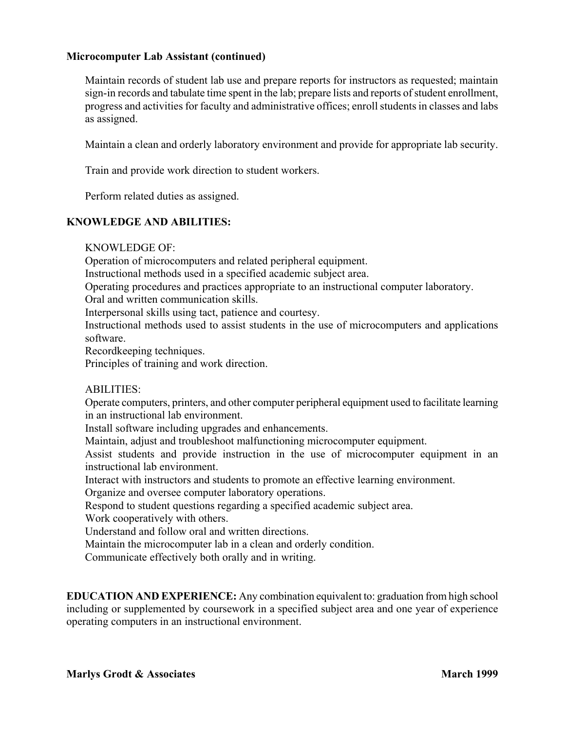**Microcomputer Lab Assistant (continued)**

Maintain records of student lab use and prepare reports for instructors as requested; maintain sign-in records and tabulate time spent in the lab; prepare lists and reports of student enrollment, progress and activities for faculty and administrative offices; enroll students in classes and labs as assigned.

Maintain a clean and orderly laboratory environment and provide for appropriate lab security.

Train and provide work direction to student workers.

Perform related duties as assigned.

## KNOWLEDGE AND ABILITIES:

KNOWLEDGE OF:
Operation of microcomputers and related peripheral equipment.
Instructional methods used in a specified academic subject area.
Operating procedures and practices appropriate to an instructional computer laboratory.
Oral and written communication skills.
Interpersonal skills using tact, patience and courtesy.
Instructional methods used to assist students in the use of microcomputers and applications software.
Recordkeeping techniques.
Principles of training and work direction.

ABILITIES:
Operate computers, printers, and other computer peripheral equipment used to facilitate learning in an instructional lab environment.
Install software including upgrades and enhancements.
Maintain, adjust and troubleshoot malfunctioning microcomputer equipment.
Assist students and provide instruction in the use of microcomputer equipment in an instructional lab environment.
Interact with instructors and students to promote an effective learning environment.
Organize and oversee computer laboratory operations.
Respond to student questions regarding a specified academic subject area.
Work cooperatively with others.
Understand and follow oral and written directions.
Maintain the microcomputer lab in a clean and orderly condition.
Communicate effectively both orally and in writing.

**EDUCATION AND EXPERIENCE:** Any combination equivalent to: graduation from high school including or supplemented by coursework in a specified subject area and one year of experience operating computers in an instructional environment.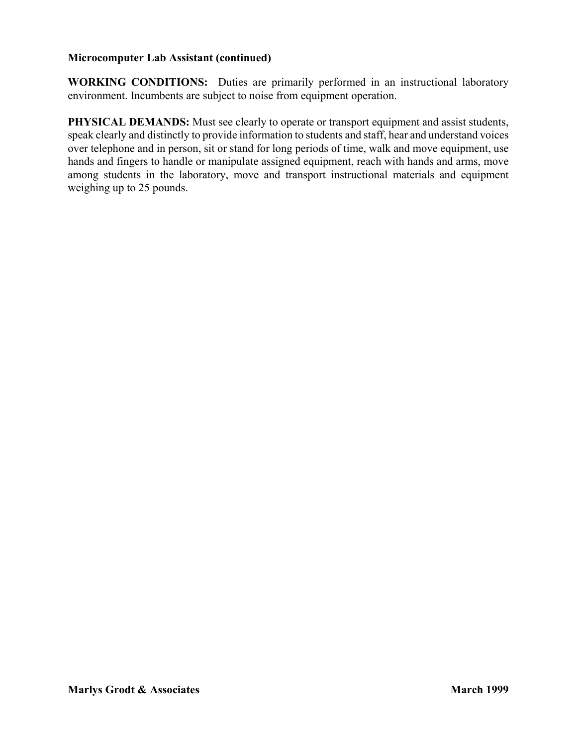**Microcomputer Lab Assistant (continued)**

**WORKING CONDITIONS:** Duties are primarily performed in an instructional laboratory environment. Incumbents are subject to noise from equipment operation.

**PHYSICAL DEMANDS:** Must see clearly to operate or transport equipment and assist students, speak clearly and distinctly to provide information to students and staff, hear and understand voices over telephone and in person, sit or stand for long periods of time, walk and move equipment, use hands and fingers to handle or manipulate assigned equipment, reach with hands and arms, move among students in the laboratory, move and transport instructional materials and equipment weighing up to 25 pounds.